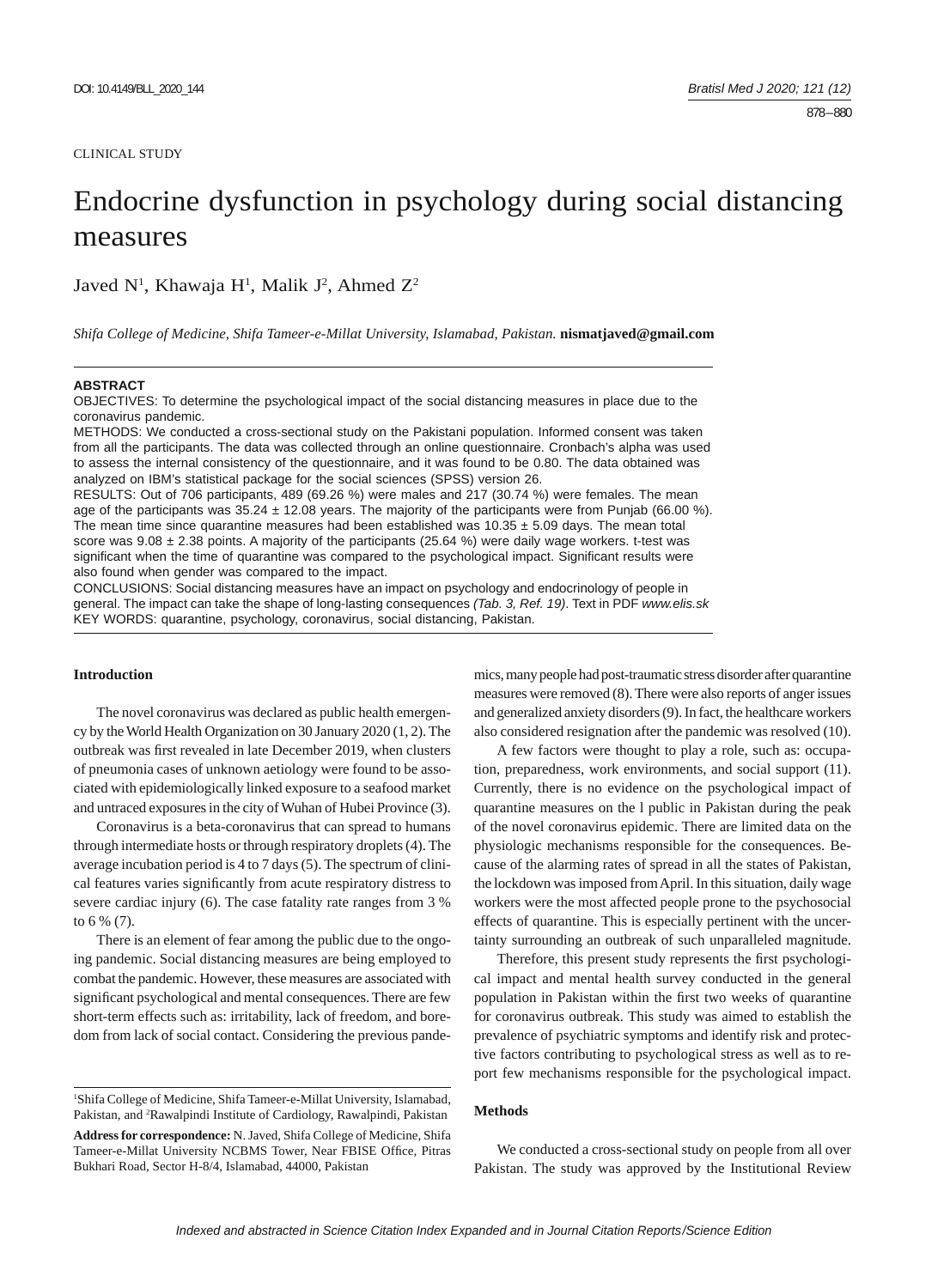CLINICAL STUDY

# Endocrine dysfunction in psychology during social distancing measures

Javed N[1], Khawaja H[1], Malik J[2], Ahmed Z[2]

*Shifa College of Medicine, Shifa Tameer-e-Millat University, Islamabad, Pakistan.* **nismatjaved@gmail.com**

**ABSTRACT**

OBJECTIVES: To determine the psychological impact of the social distancing measures in place due to the coronavirus pandemic.

METHODS: We conducted a cross-sectional study on the Pakistani population. Informed consent was taken from all the participants. The data was collected through an online questionnaire. Cronbach's alpha was used to assess the internal consistency of the questionnaire, and it was found to be 0.80. The data obtained was analyzed on IBM's statistical package for the social sciences (SPSS) version 26.

RESULTS: Out of 706 participants, 489 (69.26 %) were males and 217 (30.74 %) were females. The mean age of the participants was 35.24 ± 12.08 years. The majority of the participants were from Punjab (66.00 %). The mean time since quarantine measures had been established was 10.35 ± 5.09 days. The mean total score was 9.08 ± 2.38 points. A majority of the participants (25.64 %) were daily wage workers. t-test was significant when the time of quarantine was compared to the psychological impact. Significant results were also found when gender was compared to the impact.

CONCLUSIONS: Social distancing measures have an impact on psychology and endocrinology of people in general. The impact can take the shape of long-lasting consequences *(Tab. 3, Ref. 19)*. Text in PDF *www.elis.sk*

KEY WORDS: quarantine, psychology, coronavirus, social distancing, Pakistan.

## Introduction

The novel coronavirus was declared as public health emergency by the World Health Organization on 30 January 2020 (1, 2). The outbreak was first revealed in late December 2019, when clusters of pneumonia cases of unknown aetiology were found to be associated with epidemiologically linked exposure to a seafood market and untraced exposures in the city of Wuhan of Hubei Province (3).

Coronavirus is a beta-coronavirus that can spread to humans through intermediate hosts or through respiratory droplets (4). The average incubation period is 4 to 7 days (5). The spectrum of clinical features varies significantly from acute respiratory distress to severe cardiac injury (6). The case fatality rate ranges from 3 % to 6 % (7).

There is an element of fear among the public due to the ongoing pandemic. Social distancing measures are being employed to combat the pandemic. However, these measures are associated with significant psychological and mental consequences. There are few short-term effects such as: irritability, lack of freedom, and boredom from lack of social contact. Considering the previous pandemics, many people had post-traumatic stress disorder after quarantine measures were removed (8). There were also reports of anger issues and generalized anxiety disorders (9). In fact, the healthcare workers also considered resignation after the pandemic was resolved (10).

A few factors were thought to play a role, such as: occupation, preparedness, work environments, and social support (11). Currently, there is no evidence on the psychological impact of quarantine measures on the l public in Pakistan during the peak of the novel coronavirus epidemic. There are limited data on the physiologic mechanisms responsible for the consequences. Because of the alarming rates of spread in all the states of Pakistan, the lockdown was imposed from April. In this situation, daily wage workers were the most affected people prone to the psychosocial effects of quarantine. This is especially pertinent with the uncertainty surrounding an outbreak of such unparalleled magnitude.

Therefore, this present study represents the first psychological impact and mental health survey conducted in the general population in Pakistan within the first two weeks of quarantine for coronavirus outbreak. This study was aimed to establish the prevalence of psychiatric symptoms and identify risk and protective factors contributing to psychological stress as well as to report few mechanisms responsible for the psychological impact.

## Methods

We conducted a cross-sectional study on people from all over Pakistan. The study was approved by the Institutional Review

---

[1]Shifa College of Medicine, Shifa Tameer-e-Millat University, Islamabad, Pakistan, and [2]Rawalpindi Institute of Cardiology, Rawalpindi, Pakistan

**Address for correspondence:** N. Javed, Shifa College of Medicine, Shifa Tameer-e-Millat University NCBMS Tower, Near FBISE Office, Pitras Bukhari Road, Sector H-8/4, Islamabad, 44000, Pakistan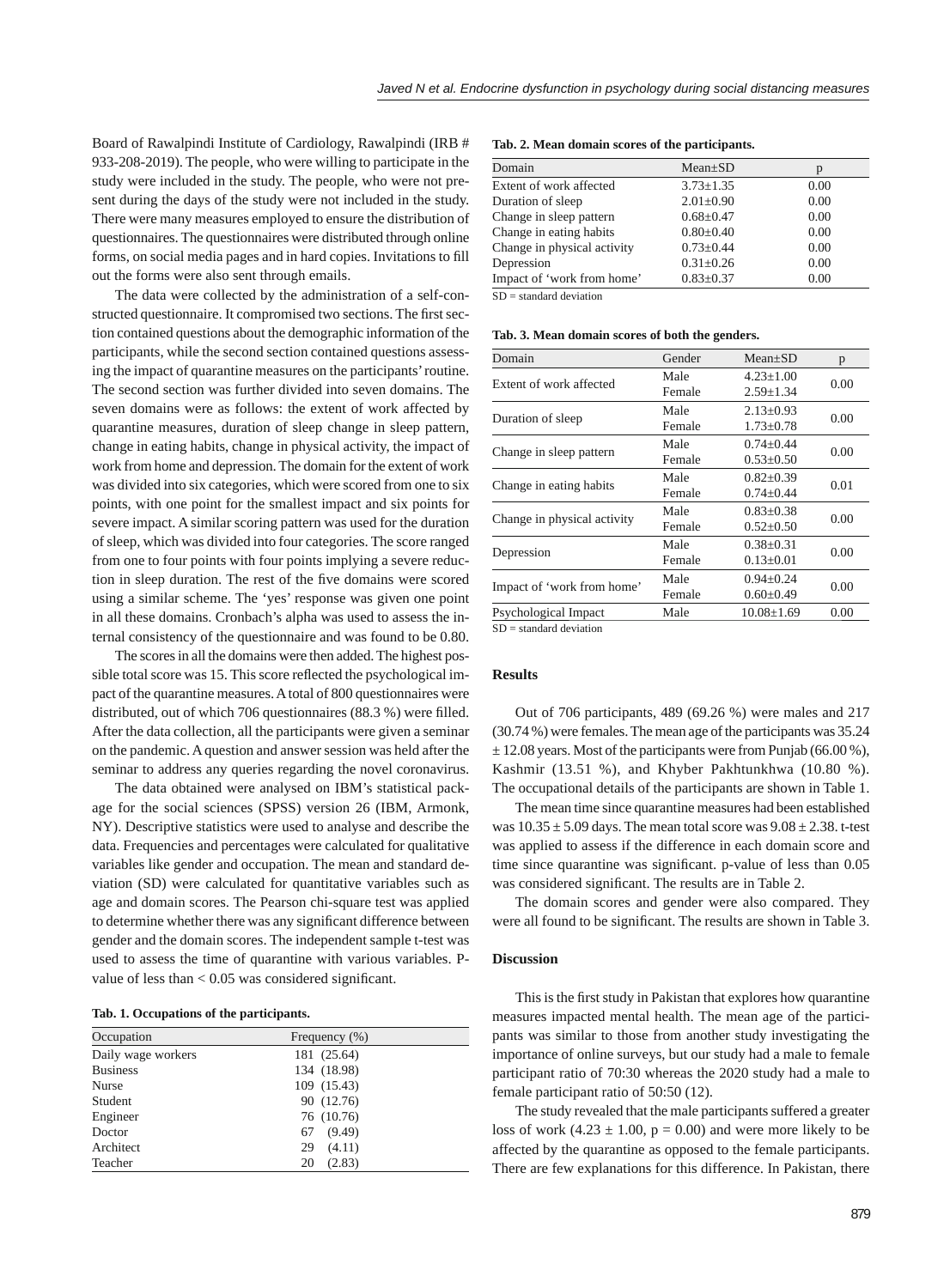Board of Rawalpindi Institute of Cardiology, Rawalpindi (IRB # 933-208-2019). The people, who were willing to participate in the study were included in the study. The people, who were not present during the days of the study were not included in the study. There were many measures employed to ensure the distribution of questionnaires. The questionnaires were distributed through online forms, on social media pages and in hard copies. Invitations to fill out the forms were also sent through emails.

The data were collected by the administration of a self-constructed questionnaire. It compromised two sections. The first section contained questions about the demographic information of the participants, while the second section contained questions assessing the impact of quarantine measures on the participants' routine. The second section was further divided into seven domains. The seven domains were as follows: the extent of work affected by quarantine measures, duration of sleep change in sleep pattern, change in eating habits, change in physical activity, the impact of work from home and depression. The domain for the extent of work was divided into six categories, which were scored from one to six points, with one point for the smallest impact and six points for severe impact. A similar scoring pattern was used for the duration of sleep, which was divided into four categories. The score ranged from one to four points with four points implying a severe reduction in sleep duration. The rest of the five domains were scored using a similar scheme. The 'yes' response was given one point in all these domains. Cronbach's alpha was used to assess the internal consistency of the questionnaire and was found to be 0.80.

The scores in all the domains were then added. The highest possible total score was 15. This score reflected the psychological impact of the quarantine measures. A total of 800 questionnaires were distributed, out of which 706 questionnaires (88.3 %) were filled. After the data collection, all the participants were given a seminar on the pandemic. A question and answer session was held after the seminar to address any queries regarding the novel coronavirus.

The data obtained were analysed on IBM's statistical package for the social sciences (SPSS) version 26 (IBM, Armonk, NY). Descriptive statistics were used to analyse and describe the data. Frequencies and percentages were calculated for qualitative variables like gender and occupation. The mean and standard deviation (SD) were calculated for quantitative variables such as age and domain scores. The Pearson chi-square test was applied to determine whether there was any significant difference between gender and the domain scores. The independent sample t-test was used to assess the time of quarantine with various variables. P-value of less than < 0.05 was considered significant.

**Tab. 1. Occupations of the participants.**

| Occupation | Frequency (%) |
|---|---|
| Daily wage workers | 181 (25.64) |
| Business | 134 (18.98) |
| Nurse | 109 (15.43) |
| Student | 90 (12.76) |
| Engineer | 76 (10.76) |
| Doctor | 67 (9.49) |
| Architect | 29 (4.11) |
| Teacher | 20 (2.83) |

**Tab. 2. Mean domain scores of the participants.**

| Domain | Mean±SD | p |
|---|---|---|
| Extent of work affected | 3.73±1.35 | 0.00 |
| Duration of sleep | 2.01±0.90 | 0.00 |
| Change in sleep pattern | 0.68±0.47 | 0.00 |
| Change in eating habits | 0.80±0.40 | 0.00 |
| Change in physical activity | 0.73±0.44 | 0.00 |
| Depression | 0.31±0.26 | 0.00 |
| Impact of 'work from home' | 0.83±0.37 | 0.00 |

SD = standard deviation

**Tab. 3. Mean domain scores of both the genders.**

| Domain | Gender | Mean±SD | p |
|---|---|---|---|
| Extent of work affected | Male | 4.23±1.00 | 0.00 |
| | Female | 2.59±1.34 | |
| Duration of sleep | Male | 2.13±0.93 | 0.00 |
| | Female | 1.73±0.78 | |
| Change in sleep pattern | Male | 0.74±0.44 | 0.00 |
| | Female | 0.53±0.50 | |
| Change in eating habits | Male | 0.82±0.39 | 0.01 |
| | Female | 0.74±0.44 | |
| Change in physical activity | Male | 0.83±0.38 | 0.00 |
| | Female | 0.52±0.50 | |
| Depression | Male | 0.38±0.31 | 0.00 |
| | Female | 0.13±0.01 | |
| Impact of 'work from home' | Male | 0.94±0.24 | 0.00 |
| | Female | 0.60±0.49 | |
| Psychological Impact | Male | 10.08±1.69 | 0.00 |

SD = standard deviation

## Results

Out of 706 participants, 489 (69.26 %) were males and 217 (30.74 %) were females. The mean age of the participants was 35.24 ± 12.08 years. Most of the participants were from Punjab (66.00 %), Kashmir (13.51 %), and Khyber Pakhtunkhwa (10.80 %). The occupational details of the participants are shown in Table 1.

The mean time since quarantine measures had been established was 10.35 ± 5.09 days. The mean total score was 9.08 ± 2.38. t-test was applied to assess if the difference in each domain score and time since quarantine was significant. p-value of less than 0.05 was considered significant. The results are in Table 2.

The domain scores and gender were also compared. They were all found to be significant. The results are shown in Table 3.

## Discussion

This is the first study in Pakistan that explores how quarantine measures impacted mental health. The mean age of the participants was similar to those from another study investigating the importance of online surveys, but our study had a male to female participant ratio of 70:30 whereas the 2020 study had a male to female participant ratio of 50:50 (12).

The study revealed that the male participants suffered a greater loss of work (4.23 ± 1.00, p = 0.00) and were more likely to be affected by the quarantine as opposed to the female participants. There are few explanations for this difference. In Pakistan, there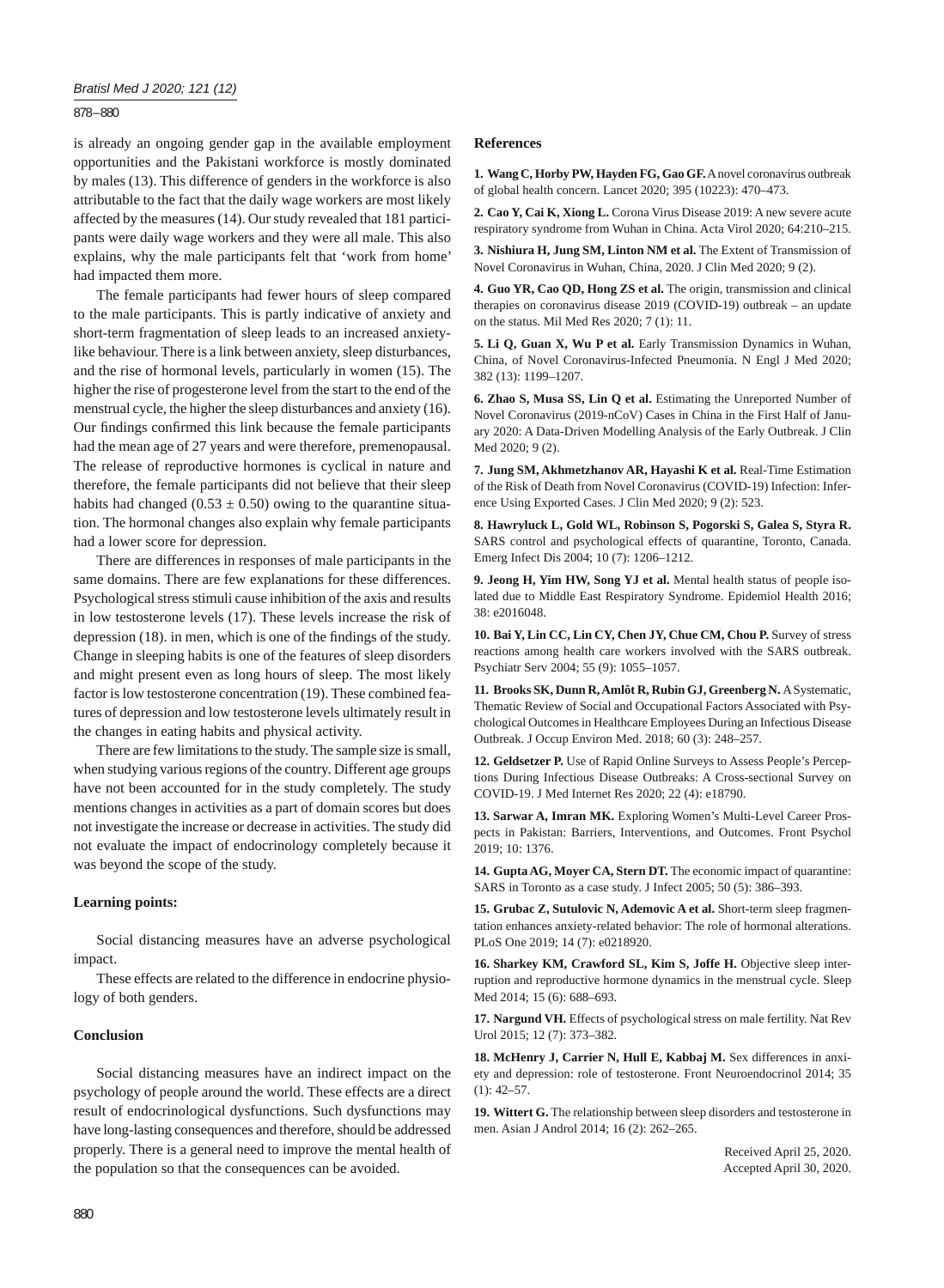is already an ongoing gender gap in the available employment opportunities and the Pakistani workforce is mostly dominated by males (13). This difference of genders in the workforce is also attributable to the fact that the daily wage workers are most likely affected by the measures (14). Our study revealed that 181 participants were daily wage workers and they were all male. This also explains, why the male participants felt that 'work from home' had impacted them more.

The female participants had fewer hours of sleep compared to the male participants. This is partly indicative of anxiety and short-term fragmentation of sleep leads to an increased anxiety-like behaviour. There is a link between anxiety, sleep disturbances, and the rise of hormonal levels, particularly in women (15). The higher the rise of progesterone level from the start to the end of the menstrual cycle, the higher the sleep disturbances and anxiety (16). Our findings confirmed this link because the female participants had the mean age of 27 years and were therefore, premenopausal. The release of reproductive hormones is cyclical in nature and therefore, the female participants did not believe that their sleep habits had changed ($0.53 \pm 0.50$) owing to the quarantine situation. The hormonal changes also explain why female participants had a lower score for depression.

There are differences in responses of male participants in the same domains. There are few explanations for these differences. Psychological stress stimuli cause inhibition of the axis and results in low testosterone levels (17). These levels increase the risk of depression (18). in men, which is one of the findings of the study. Change in sleeping habits is one of the features of sleep disorders and might present even as long hours of sleep. The most likely factor is low testosterone concentration (19). These combined features of depression and low testosterone levels ultimately result in the changes in eating habits and physical activity.

There are few limitations to the study. The sample size is small, when studying various regions of the country. Different age groups have not been accounted for in the study completely. The study mentions changes in activities as a part of domain scores but does not investigate the increase or decrease in activities. The study did not evaluate the impact of endocrinology completely because it was beyond the scope of the study.

## Learning points:

Social distancing measures have an adverse psychological impact.

These effects are related to the difference in endocrine physiology of both genders.

## Conclusion

Social distancing measures have an indirect impact on the psychology of people around the world. These effects are a direct result of endocrinological dysfunctions. Such dysfunctions may have long-lasting consequences and therefore, should be addressed properly. There is a general need to improve the mental health of the population so that the consequences can be avoided.

## References

1. **Wang C, Horby PW, Hayden FG, Gao GF.** A novel coronavirus outbreak of global health concern. Lancet 2020; 395 (10223): 470–473.

2. **Cao Y, Cai K, Xiong L.** Corona Virus Disease 2019: A new severe acute respiratory syndrome from Wuhan in China. Acta Virol 2020; 64:210–215.

3. **Nishiura H, Jung SM, Linton NM et al.** The Extent of Transmission of Novel Coronavirus in Wuhan, China, 2020. J Clin Med 2020; 9 (2).

4. **Guo YR, Cao QD, Hong ZS et al.** The origin, transmission and clinical therapies on coronavirus disease 2019 (COVID-19) outbreak – an update on the status. Mil Med Res 2020; 7 (1): 11.

5. **Li Q, Guan X, Wu P et al.** Early Transmission Dynamics in Wuhan, China, of Novel Coronavirus-Infected Pneumonia. N Engl J Med 2020; 382 (13): 1199–1207.

6. **Zhao S, Musa SS, Lin Q et al.** Estimating the Unreported Number of Novel Coronavirus (2019-nCoV) Cases in China in the First Half of January 2020: A Data-Driven Modelling Analysis of the Early Outbreak. J Clin Med 2020; 9 (2).

7. **Jung SM, Akhmetzhanov AR, Hayashi K et al.** Real-Time Estimation of the Risk of Death from Novel Coronavirus (COVID-19) Infection: Inference Using Exported Cases. J Clin Med 2020; 9 (2): 523.

8. **Hawryluck L, Gold WL, Robinson S, Pogorski S, Galea S, Styra R.** SARS control and psychological effects of quarantine, Toronto, Canada. Emerg Infect Dis 2004; 10 (7): 1206–1212.

9. **Jeong H, Yim HW, Song YJ et al.** Mental health status of people isolated due to Middle East Respiratory Syndrome. Epidemiol Health 2016; 38: e2016048.

10. **Bai Y, Lin CC, Lin CY, Chen JY, Chue CM, Chou P.** Survey of stress reactions among health care workers involved with the SARS outbreak. Psychiatr Serv 2004; 55 (9): 1055–1057.

11. **Brooks SK, Dunn R, Amlôt R, Rubin GJ, Greenberg N.** A Systematic, Thematic Review of Social and Occupational Factors Associated with Psychological Outcomes in Healthcare Employees During an Infectious Disease Outbreak. J Occup Environ Med. 2018; 60 (3): 248–257.

12. **Geldsetzer P.** Use of Rapid Online Surveys to Assess People's Perceptions During Infectious Disease Outbreaks: A Cross-sectional Survey on COVID-19. J Med Internet Res 2020; 22 (4): e18790.

13. **Sarwar A, Imran MK.** Exploring Women's Multi-Level Career Prospects in Pakistan: Barriers, Interventions, and Outcomes. Front Psychol 2019; 10: 1376.

14. **Gupta AG, Moyer CA, Stern DT.** The economic impact of quarantine: SARS in Toronto as a case study. J Infect 2005; 50 (5): 386–393.

15. **Grubac Z, Sutulovic N, Ademovic A et al.** Short-term sleep fragmentation enhances anxiety-related behavior: The role of hormonal alterations. PLoS One 2019; 14 (7): e0218920.

16. **Sharkey KM, Crawford SL, Kim S, Joffe H.** Objective sleep interruption and reproductive hormone dynamics in the menstrual cycle. Sleep Med 2014; 15 (6): 688–693.

17. **Nargund VH.** Effects of psychological stress on male fertility. Nat Rev Urol 2015; 12 (7): 373–382.

18. **McHenry J, Carrier N, Hull E, Kabbaj M.** Sex differences in anxiety and depression: role of testosterone. Front Neuroendocrinol 2014; 35 (1): 42–57.

19. **Wittert G.** The relationship between sleep disorders and testosterone in men. Asian J Androl 2014; 16 (2): 262–265.

Received April 25, 2020.
Accepted April 30, 2020.